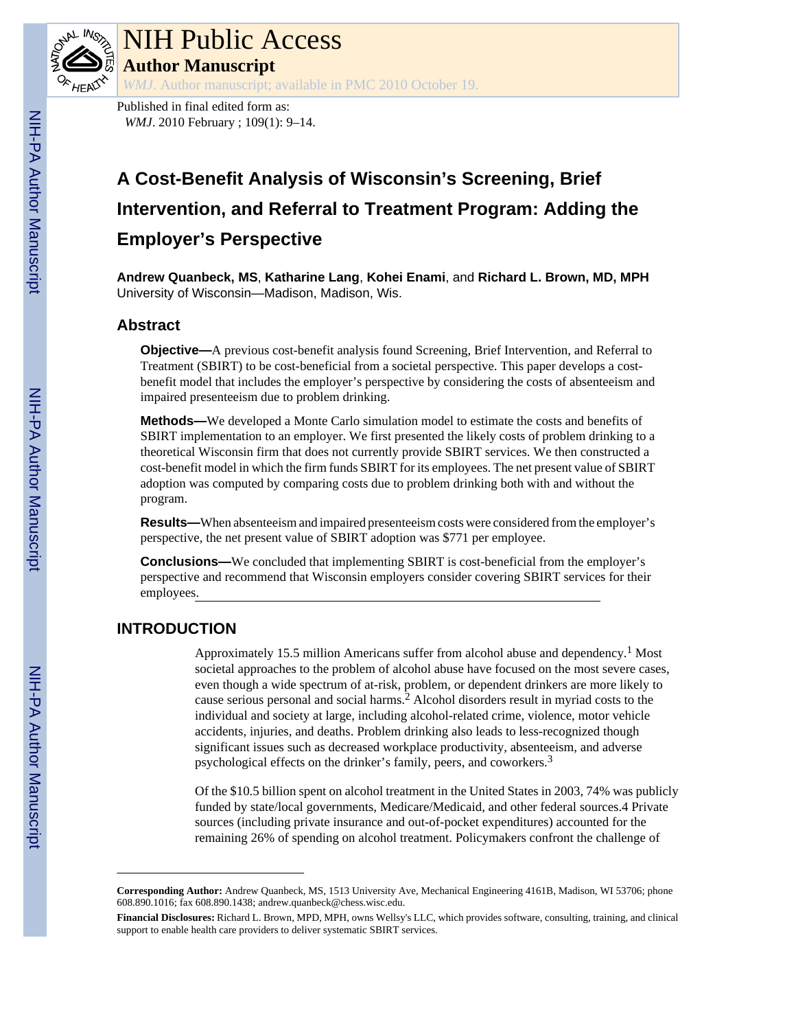# NIH Public Access

## Author Manuscript

*WMJ*. Author manuscript; available in PMC 2010 October 19.

Published in final edited form as:
*WMJ*. 2010 February ; 109(1): 9–14.

# A Cost-Benefit Analysis of Wisconsin's Screening, Brief Intervention, and Referral to Treatment Program: Adding the Employer's Perspective

**Andrew Quanbeck, MS**, **Katharine Lang**, **Kohei Enami**, and **Richard L. Brown, MD, MPH**
University of Wisconsin—Madison, Madison, Wis.

## Abstract

**Objective—**A previous cost-benefit analysis found Screening, Brief Intervention, and Referral to Treatment (SBIRT) to be cost-beneficial from a societal perspective. This paper develops a cost-benefit model that includes the employer's perspective by considering the costs of absenteeism and impaired presenteeism due to problem drinking.

**Methods—**We developed a Monte Carlo simulation model to estimate the costs and benefits of SBIRT implementation to an employer. We first presented the likely costs of problem drinking to a theoretical Wisconsin firm that does not currently provide SBIRT services. We then constructed a cost-benefit model in which the firm funds SBIRT for its employees. The net present value of SBIRT adoption was computed by comparing costs due to problem drinking both with and without the program.

**Results—**When absenteeism and impaired presenteeism costs were considered from the employer's perspective, the net present value of SBIRT adoption was $771 per employee.

**Conclusions—**We concluded that implementing SBIRT is cost-beneficial from the employer's perspective and recommend that Wisconsin employers consider covering SBIRT services for their employees.

## INTRODUCTION

Approximately 15.5 million Americans suffer from alcohol abuse and dependency.[1] Most societal approaches to the problem of alcohol abuse have focused on the most severe cases, even though a wide spectrum of at-risk, problem, or dependent drinkers are more likely to cause serious personal and social harms.[2] Alcohol disorders result in myriad costs to the individual and society at large, including alcohol-related crime, violence, motor vehicle accidents, injuries, and deaths. Problem drinking also leads to less-recognized though significant issues such as decreased workplace productivity, absenteeism, and adverse psychological effects on the drinker's family, peers, and coworkers.[3]

Of the $10.5 billion spent on alcohol treatment in the United States in 2003, 74% was publicly funded by state/local governments, Medicare/Medicaid, and other federal sources.4 Private sources (including private insurance and out-of-pocket expenditures) accounted for the remaining 26% of spending on alcohol treatment. Policymakers confront the challenge of

---

**Corresponding Author:** Andrew Quanbeck, MS, 1513 University Ave, Mechanical Engineering 4161B, Madison, WI 53706; phone 608.890.1016; fax 608.890.1438; andrew.quanbeck@chess.wisc.edu.

**Financial Disclosures:** Richard L. Brown, MPD, MPH, owns Wellsy's LLC, which provides software, consulting, training, and clinical support to enable health care providers to deliver systematic SBIRT services.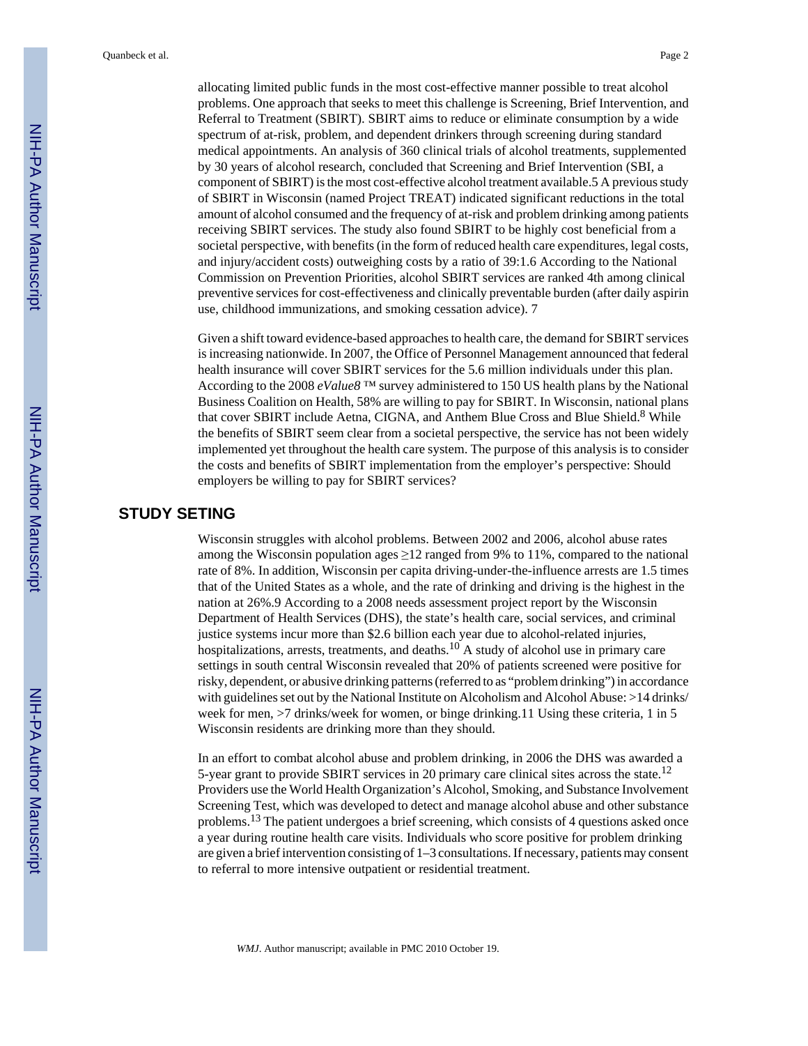allocating limited public funds in the most cost-effective manner possible to treat alcohol problems. One approach that seeks to meet this challenge is Screening, Brief Intervention, and Referral to Treatment (SBIRT). SBIRT aims to reduce or eliminate consumption by a wide spectrum of at-risk, problem, and dependent drinkers through screening during standard medical appointments. An analysis of 360 clinical trials of alcohol treatments, supplemented by 30 years of alcohol research, concluded that Screening and Brief Intervention (SBI, a component of SBIRT) is the most cost-effective alcohol treatment available.5 A previous study of SBIRT in Wisconsin (named Project TREAT) indicated significant reductions in the total amount of alcohol consumed and the frequency of at-risk and problem drinking among patients receiving SBIRT services. The study also found SBIRT to be highly cost beneficial from a societal perspective, with benefits (in the form of reduced health care expenditures, legal costs, and injury/accident costs) outweighing costs by a ratio of 39:1.6 According to the National Commission on Prevention Priorities, alcohol SBIRT services are ranked 4th among clinical preventive services for cost-effectiveness and clinically preventable burden (after daily aspirin use, childhood immunizations, and smoking cessation advice). 7

Given a shift toward evidence-based approaches to health care, the demand for SBIRT services is increasing nationwide. In 2007, the Office of Personnel Management announced that federal health insurance will cover SBIRT services for the 5.6 million individuals under this plan. According to the 2008 *eValue8* ™ survey administered to 150 US health plans by the National Business Coalition on Health, 58% are willing to pay for SBIRT. In Wisconsin, national plans that cover SBIRT include Aetna, CIGNA, and Anthem Blue Cross and Blue Shield.[8] While the benefits of SBIRT seem clear from a societal perspective, the service has not been widely implemented yet throughout the health care system. The purpose of this analysis is to consider the costs and benefits of SBIRT implementation from the employer's perspective: Should employers be willing to pay for SBIRT services?

## STUDY SETING

Wisconsin struggles with alcohol problems. Between 2002 and 2006, alcohol abuse rates among the Wisconsin population ages ≥12 ranged from 9% to 11%, compared to the national rate of 8%. In addition, Wisconsin per capita driving-under-the-influence arrests are 1.5 times that of the United States as a whole, and the rate of drinking and driving is the highest in the nation at 26%.9 According to a 2008 needs assessment project report by the Wisconsin Department of Health Services (DHS), the state's health care, social services, and criminal justice systems incur more than $2.6 billion each year due to alcohol-related injuries, hospitalizations, arrests, treatments, and deaths.[10] A study of alcohol use in primary care settings in south central Wisconsin revealed that 20% of patients screened were positive for risky, dependent, or abusive drinking patterns (referred to as "problem drinking") in accordance with guidelines set out by the National Institute on Alcoholism and Alcohol Abuse: >14 drinks/week for men, >7 drinks/week for women, or binge drinking.11 Using these criteria, 1 in 5 Wisconsin residents are drinking more than they should.

In an effort to combat alcohol abuse and problem drinking, in 2006 the DHS was awarded a 5-year grant to provide SBIRT services in 20 primary care clinical sites across the state.[12] Providers use the World Health Organization's Alcohol, Smoking, and Substance Involvement Screening Test, which was developed to detect and manage alcohol abuse and other substance problems.[13] The patient undergoes a brief screening, which consists of 4 questions asked once a year during routine health care visits. Individuals who score positive for problem drinking are given a brief intervention consisting of 1–3 consultations. If necessary, patients may consent to referral to more intensive outpatient or residential treatment.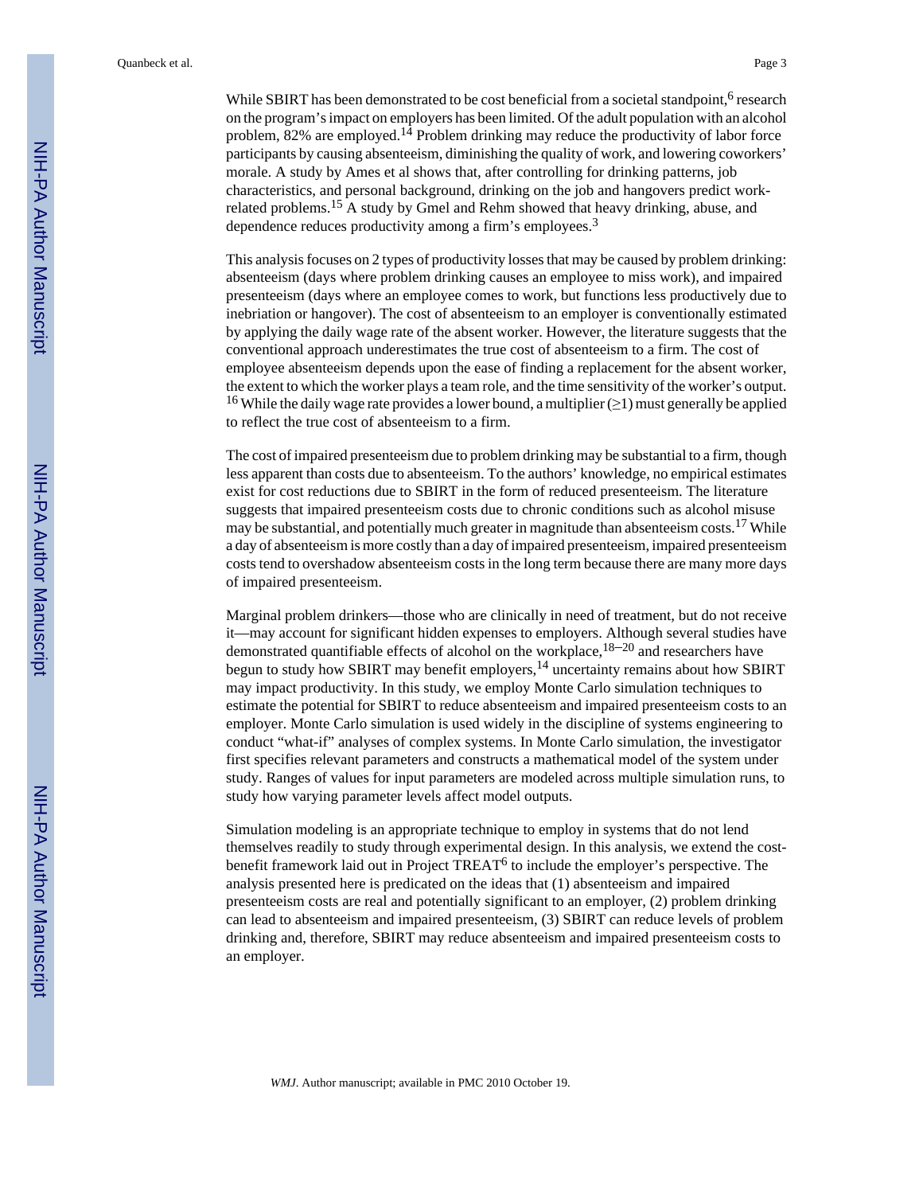While SBIRT has been demonstrated to be cost beneficial from a societal standpoint,[6] research on the program's impact on employers has been limited. Of the adult population with an alcohol problem, 82% are employed.[14] Problem drinking may reduce the productivity of labor force participants by causing absenteeism, diminishing the quality of work, and lowering coworkers' morale. A study by Ames et al shows that, after controlling for drinking patterns, job characteristics, and personal background, drinking on the job and hangovers predict work-related problems.[15] A study by Gmel and Rehm showed that heavy drinking, abuse, and dependence reduces productivity among a firm's employees.[3]

This analysis focuses on 2 types of productivity losses that may be caused by problem drinking: absenteeism (days where problem drinking causes an employee to miss work), and impaired presenteeism (days where an employee comes to work, but functions less productively due to inebriation or hangover). The cost of absenteeism to an employer is conventionally estimated by applying the daily wage rate of the absent worker. However, the literature suggests that the conventional approach underestimates the true cost of absenteeism to a firm. The cost of employee absenteeism depends upon the ease of finding a replacement for the absent worker, the extent to which the worker plays a team role, and the time sensitivity of the worker's output.[16] While the daily wage rate provides a lower bound, a multiplier ($\geq$1) must generally be applied to reflect the true cost of absenteeism to a firm.

The cost of impaired presenteeism due to problem drinking may be substantial to a firm, though less apparent than costs due to absenteeism. To the authors' knowledge, no empirical estimates exist for cost reductions due to SBIRT in the form of reduced presenteeism. The literature suggests that impaired presenteeism costs due to chronic conditions such as alcohol misuse may be substantial, and potentially much greater in magnitude than absenteeism costs.[17] While a day of absenteeism is more costly than a day of impaired presenteeism, impaired presenteeism costs tend to overshadow absenteeism costs in the long term because there are many more days of impaired presenteeism.

Marginal problem drinkers—those who are clinically in need of treatment, but do not receive it—may account for significant hidden expenses to employers. Although several studies have demonstrated quantifiable effects of alcohol on the workplace,[18–20] and researchers have begun to study how SBIRT may benefit employers,[14] uncertainty remains about how SBIRT may impact productivity. In this study, we employ Monte Carlo simulation techniques to estimate the potential for SBIRT to reduce absenteeism and impaired presenteeism costs to an employer. Monte Carlo simulation is used widely in the discipline of systems engineering to conduct "what-if" analyses of complex systems. In Monte Carlo simulation, the investigator first specifies relevant parameters and constructs a mathematical model of the system under study. Ranges of values for input parameters are modeled across multiple simulation runs, to study how varying parameter levels affect model outputs.

Simulation modeling is an appropriate technique to employ in systems that do not lend themselves readily to study through experimental design. In this analysis, we extend the cost-benefit framework laid out in Project TREAT[6] to include the employer's perspective. The analysis presented here is predicated on the ideas that (1) absenteeism and impaired presenteeism costs are real and potentially significant to an employer, (2) problem drinking can lead to absenteeism and impaired presenteeism, (3) SBIRT can reduce levels of problem drinking and, therefore, SBIRT may reduce absenteeism and impaired presenteeism costs to an employer.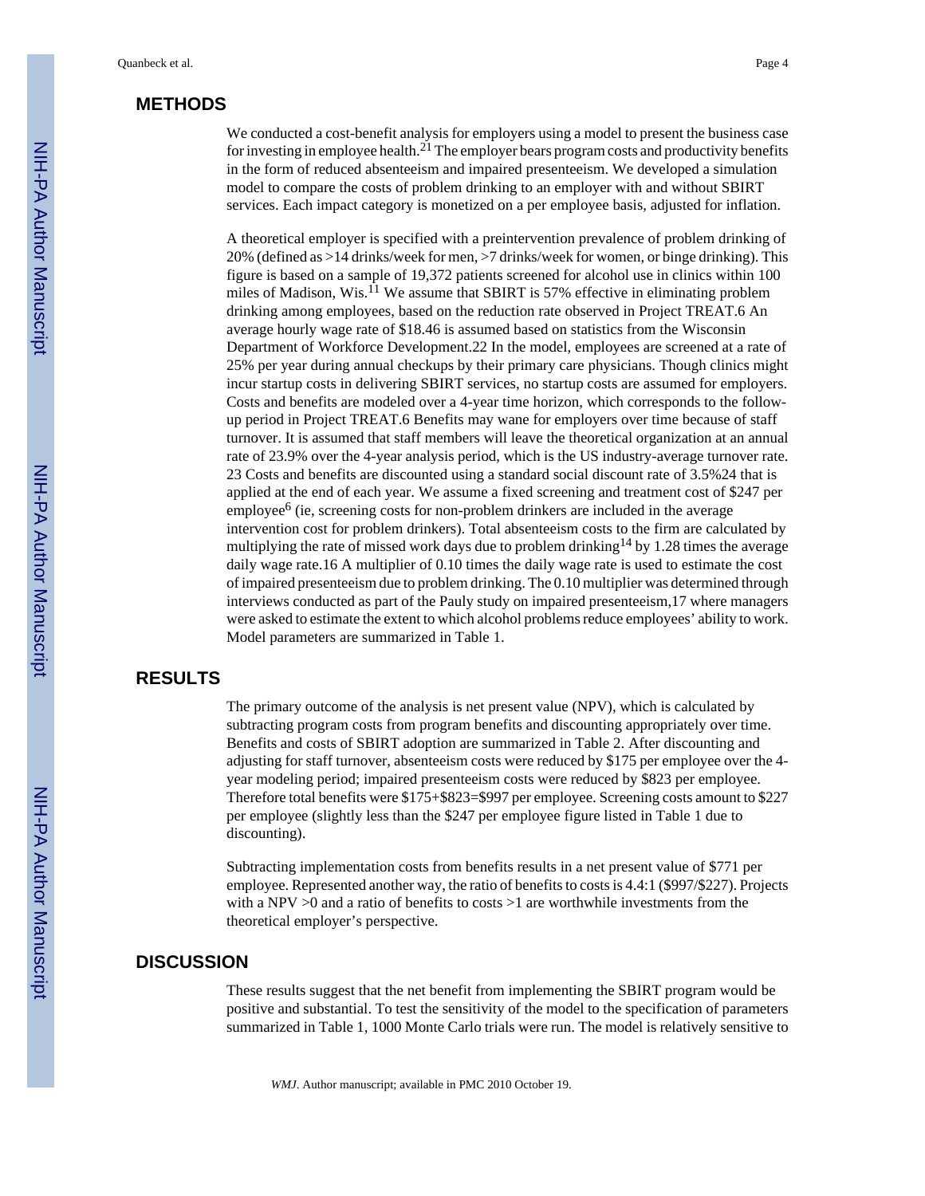## METHODS

We conducted a cost-benefit analysis for employers using a model to present the business case for investing in employee health.[21] The employer bears program costs and productivity benefits in the form of reduced absenteeism and impaired presenteeism. We developed a simulation model to compare the costs of problem drinking to an employer with and without SBIRT services. Each impact category is monetized on a per employee basis, adjusted for inflation.

A theoretical employer is specified with a preintervention prevalence of problem drinking of 20% (defined as >14 drinks/week for men, >7 drinks/week for women, or binge drinking). This figure is based on a sample of 19,372 patients screened for alcohol use in clinics within 100 miles of Madison, Wis.[11] We assume that SBIRT is 57% effective in eliminating problem drinking among employees, based on the reduction rate observed in Project TREAT.6 An average hourly wage rate of $18.46 is assumed based on statistics from the Wisconsin Department of Workforce Development.22 In the model, employees are screened at a rate of 25% per year during annual checkups by their primary care physicians. Though clinics might incur startup costs in delivering SBIRT services, no startup costs are assumed for employers. Costs and benefits are modeled over a 4-year time horizon, which corresponds to the follow-up period in Project TREAT.6 Benefits may wane for employers over time because of staff turnover. It is assumed that staff members will leave the theoretical organization at an annual rate of 23.9% over the 4-year analysis period, which is the US industry-average turnover rate. 23 Costs and benefits are discounted using a standard social discount rate of 3.5%24 that is applied at the end of each year. We assume a fixed screening and treatment cost of $247 per employee[6] (ie, screening costs for non-problem drinkers are included in the average intervention cost for problem drinkers). Total absenteeism costs to the firm are calculated by multiplying the rate of missed work days due to problem drinking[14] by 1.28 times the average daily wage rate.16 A multiplier of 0.10 times the daily wage rate is used to estimate the cost of impaired presenteeism due to problem drinking. The 0.10 multiplier was determined through interviews conducted as part of the Pauly study on impaired presenteeism,17 where managers were asked to estimate the extent to which alcohol problems reduce employees' ability to work. Model parameters are summarized in Table 1.

## RESULTS

The primary outcome of the analysis is net present value (NPV), which is calculated by subtracting program costs from program benefits and discounting appropriately over time. Benefits and costs of SBIRT adoption are summarized in Table 2. After discounting and adjusting for staff turnover, absenteeism costs were reduced by $175 per employee over the 4-year modeling period; impaired presenteeism costs were reduced by $823 per employee. Therefore total benefits were $175+$823=$997 per employee. Screening costs amount to $227 per employee (slightly less than the $247 per employee figure listed in Table 1 due to discounting).

Subtracting implementation costs from benefits results in a net present value of $771 per employee. Represented another way, the ratio of benefits to costs is 4.4:1 ($997/$227). Projects with a NPV >0 and a ratio of benefits to costs >1 are worthwhile investments from the theoretical employer's perspective.

## DISCUSSION

These results suggest that the net benefit from implementing the SBIRT program would be positive and substantial. To test the sensitivity of the model to the specification of parameters summarized in Table 1, 1000 Monte Carlo trials were run. The model is relatively sensitive to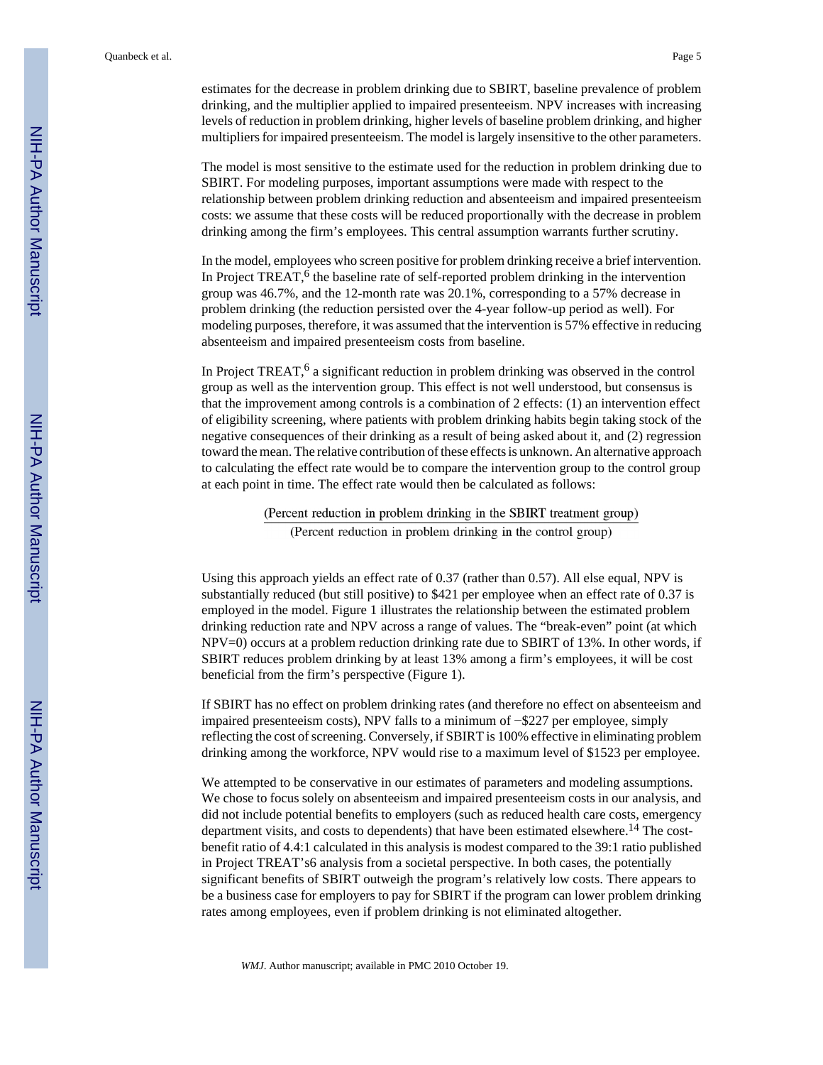estimates for the decrease in problem drinking due to SBIRT, baseline prevalence of problem drinking, and the multiplier applied to impaired presenteeism. NPV increases with increasing levels of reduction in problem drinking, higher levels of baseline problem drinking, and higher multipliers for impaired presenteeism. The model is largely insensitive to the other parameters.

The model is most sensitive to the estimate used for the reduction in problem drinking due to SBIRT. For modeling purposes, important assumptions were made with respect to the relationship between problem drinking reduction and absenteeism and impaired presenteeism costs: we assume that these costs will be reduced proportionally with the decrease in problem drinking among the firm's employees. This central assumption warrants further scrutiny.

In the model, employees who screen positive for problem drinking receive a brief intervention. In Project TREAT,[6] the baseline rate of self-reported problem drinking in the intervention group was 46.7%, and the 12-month rate was 20.1%, corresponding to a 57% decrease in problem drinking (the reduction persisted over the 4-year follow-up period as well). For modeling purposes, therefore, it was assumed that the intervention is 57% effective in reducing absenteeism and impaired presenteeism costs from baseline.

In Project TREAT,[6] a significant reduction in problem drinking was observed in the control group as well as the intervention group. This effect is not well understood, but consensus is that the improvement among controls is a combination of 2 effects: (1) an intervention effect of eligibility screening, where patients with problem drinking habits begin taking stock of the negative consequences of their drinking as a result of being asked about it, and (2) regression toward the mean. The relative contribution of these effects is unknown. An alternative approach to calculating the effect rate would be to compare the intervention group to the control group at each point in time. The effect rate would then be calculated as follows:

$$\frac{\text{(Percent reduction in problem drinking in the SBIRT treatment group)}}{\text{(Percent reduction in problem drinking in the control group)}}$$

Using this approach yields an effect rate of 0.37 (rather than 0.57). All else equal, NPV is substantially reduced (but still positive) to $421 per employee when an effect rate of 0.37 is employed in the model. Figure 1 illustrates the relationship between the estimated problem drinking reduction rate and NPV across a range of values. The "break-even" point (at which NPV=0) occurs at a problem reduction drinking rate due to SBIRT of 13%. In other words, if SBIRT reduces problem drinking by at least 13% among a firm's employees, it will be cost beneficial from the firm's perspective (Figure 1).

If SBIRT has no effect on problem drinking rates (and therefore no effect on absenteeism and impaired presenteeism costs), NPV falls to a minimum of −$227 per employee, simply reflecting the cost of screening. Conversely, if SBIRT is 100% effective in eliminating problem drinking among the workforce, NPV would rise to a maximum level of $1523 per employee.

We attempted to be conservative in our estimates of parameters and modeling assumptions. We chose to focus solely on absenteeism and impaired presenteeism costs in our analysis, and did not include potential benefits to employers (such as reduced health care costs, emergency department visits, and costs to dependents) that have been estimated elsewhere.[14] The cost-benefit ratio of 4.4:1 calculated in this analysis is modest compared to the 39:1 ratio published in Project TREAT's6 analysis from a societal perspective. In both cases, the potentially significant benefits of SBIRT outweigh the program's relatively low costs. There appears to be a business case for employers to pay for SBIRT if the program can lower problem drinking rates among employees, even if problem drinking is not eliminated altogether.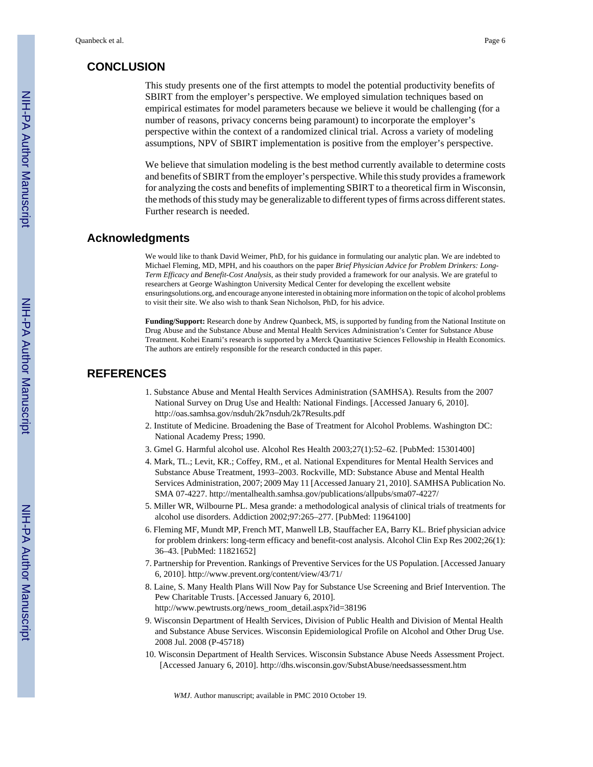## CONCLUSION

This study presents one of the first attempts to model the potential productivity benefits of SBIRT from the employer's perspective. We employed simulation techniques based on empirical estimates for model parameters because we believe it would be challenging (for a number of reasons, privacy concerns being paramount) to incorporate the employer's perspective within the context of a randomized clinical trial. Across a variety of modeling assumptions, NPV of SBIRT implementation is positive from the employer's perspective.

We believe that simulation modeling is the best method currently available to determine costs and benefits of SBIRT from the employer's perspective. While this study provides a framework for analyzing the costs and benefits of implementing SBIRT to a theoretical firm in Wisconsin, the methods of this study may be generalizable to different types of firms across different states. Further research is needed.

## Acknowledgments

We would like to thank David Weimer, PhD, for his guidance in formulating our analytic plan. We are indebted to Michael Fleming, MD, MPH, and his coauthors on the paper *Brief Physician Advice for Problem Drinkers: Long-Term Efficacy and Benefit-Cost Analysis*, as their study provided a framework for our analysis. We are grateful to researchers at George Washington University Medical Center for developing the excellent website ensuringsolutions.org, and encourage anyone interested in obtaining more information on the topic of alcohol problems to visit their site. We also wish to thank Sean Nicholson, PhD, for his advice.

**Funding/Support:** Research done by Andrew Quanbeck, MS, is supported by funding from the National Institute on Drug Abuse and the Substance Abuse and Mental Health Services Administration's Center for Substance Abuse Treatment. Kohei Enami's research is supported by a Merck Quantitative Sciences Fellowship in Health Economics. The authors are entirely responsible for the research conducted in this paper.

## REFERENCES

1. Substance Abuse and Mental Health Services Administration (SAMHSA). Results from the 2007 National Survey on Drug Use and Health: National Findings. [Accessed January 6, 2010]. http://oas.samhsa.gov/nsduh/2k7nsduh/2k7Results.pdf
2. Institute of Medicine. Broadening the Base of Treatment for Alcohol Problems. Washington DC: National Academy Press; 1990.
3. Gmel G. Harmful alcohol use. Alcohol Res Health 2003;27(1):52–62. [PubMed: 15301400]
4. Mark, TL.; Levit, KR.; Coffey, RM., et al. National Expenditures for Mental Health Services and Substance Abuse Treatment, 1993–2003. Rockville, MD: Substance Abuse and Mental Health Services Administration, 2007; 2009 May 11 [Accessed January 21, 2010]. SAMHSA Publication No. SMA 07-4227. http://mentalhealth.samhsa.gov/publications/allpubs/sma07-4227/
5. Miller WR, Wilbourne PL. Mesa grande: a methodological analysis of clinical trials of treatments for alcohol use disorders. Addiction 2002;97:265–277. [PubMed: 11964100]
6. Fleming MF, Mundt MP, French MT, Manwell LB, Stauffacher EA, Barry KL. Brief physician advice for problem drinkers: long-term efficacy and benefit-cost analysis. Alcohol Clin Exp Res 2002;26(1): 36–43. [PubMed: 11821652]
7. Partnership for Prevention. Rankings of Preventive Services for the US Population. [Accessed January 6, 2010]. http://www.prevent.org/content/view/43/71/
8. Laine, S. Many Health Plans Will Now Pay for Substance Use Screening and Brief Intervention. The Pew Charitable Trusts. [Accessed January 6, 2010]. http://www.pewtrusts.org/news_room_detail.aspx?id=38196
9. Wisconsin Department of Health Services, Division of Public Health and Division of Mental Health and Substance Abuse Services. Wisconsin Epidemiological Profile on Alcohol and Other Drug Use. 2008 Jul. 2008 (P-45718)
10. Wisconsin Department of Health Services. Wisconsin Substance Abuse Needs Assessment Project. [Accessed January 6, 2010]. http://dhs.wisconsin.gov/SubstAbuse/needsassessment.htm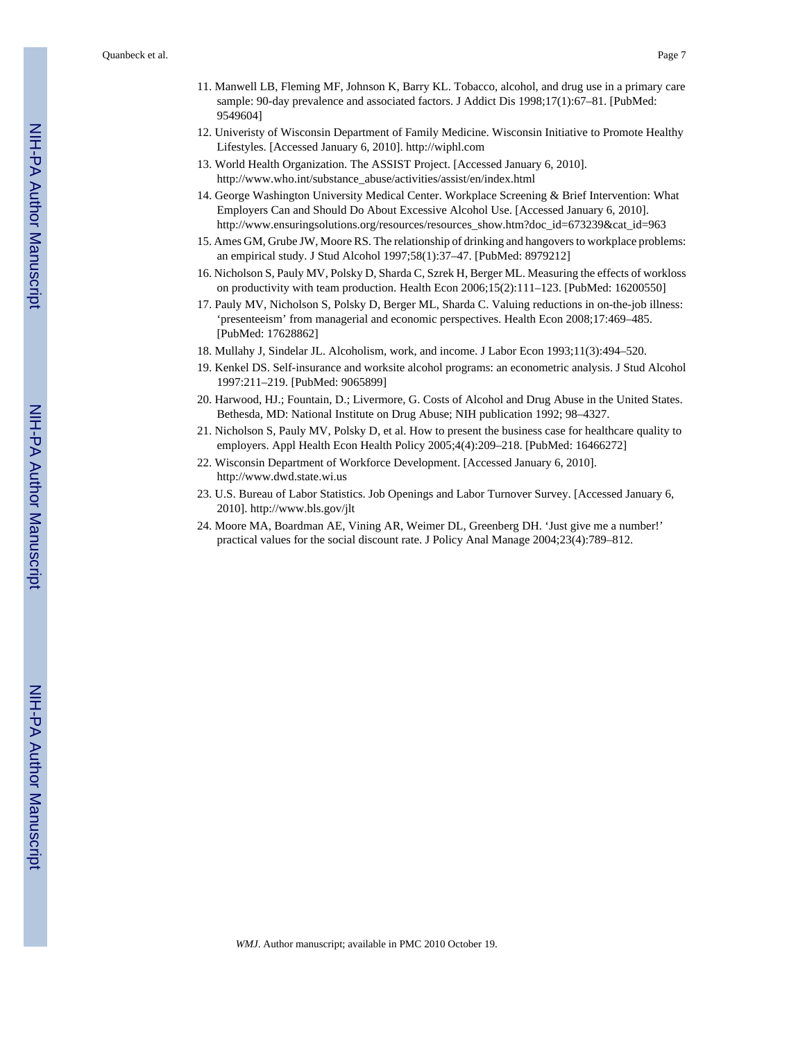11. Manwell LB, Fleming MF, Johnson K, Barry KL. Tobacco, alcohol, and drug use in a primary care sample: 90-day prevalence and associated factors. J Addict Dis 1998;17(1):67–81. [PubMed: 9549604]
12. Univeristy of Wisconsin Department of Family Medicine. Wisconsin Initiative to Promote Healthy Lifestyles. [Accessed January 6, 2010]. http://wiphl.com
13. World Health Organization. The ASSIST Project. [Accessed January 6, 2010]. http://www.who.int/substance_abuse/activities/assist/en/index.html
14. George Washington University Medical Center. Workplace Screening & Brief Intervention: What Employers Can and Should Do About Excessive Alcohol Use. [Accessed January 6, 2010]. http://www.ensuringsolutions.org/resources/resources_show.htm?doc_id=673239&cat_id=963
15. Ames GM, Grube JW, Moore RS. The relationship of drinking and hangovers to workplace problems: an empirical study. J Stud Alcohol 1997;58(1):37–47. [PubMed: 8979212]
16. Nicholson S, Pauly MV, Polsky D, Sharda C, Szrek H, Berger ML. Measuring the effects of workloss on productivity with team production. Health Econ 2006;15(2):111–123. [PubMed: 16200550]
17. Pauly MV, Nicholson S, Polsky D, Berger ML, Sharda C. Valuing reductions in on-the-job illness: 'presenteeism' from managerial and economic perspectives. Health Econ 2008;17:469–485. [PubMed: 17628862]
18. Mullahy J, Sindelar JL. Alcoholism, work, and income. J Labor Econ 1993;11(3):494–520.
19. Kenkel DS. Self-insurance and worksite alcohol programs: an econometric analysis. J Stud Alcohol 1997:211–219. [PubMed: 9065899]
20. Harwood, HJ.; Fountain, D.; Livermore, G. Costs of Alcohol and Drug Abuse in the United States. Bethesda, MD: National Institute on Drug Abuse; NIH publication 1992; 98–4327.
21. Nicholson S, Pauly MV, Polsky D, et al. How to present the business case for healthcare quality to employers. Appl Health Econ Health Policy 2005;4(4):209–218. [PubMed: 16466272]
22. Wisconsin Department of Workforce Development. [Accessed January 6, 2010]. http://www.dwd.state.wi.us
23. U.S. Bureau of Labor Statistics. Job Openings and Labor Turnover Survey. [Accessed January 6, 2010]. http://www.bls.gov/jlt
24. Moore MA, Boardman AE, Vining AR, Weimer DL, Greenberg DH. 'Just give me a number!' practical values for the social discount rate. J Policy Anal Manage 2004;23(4):789–812.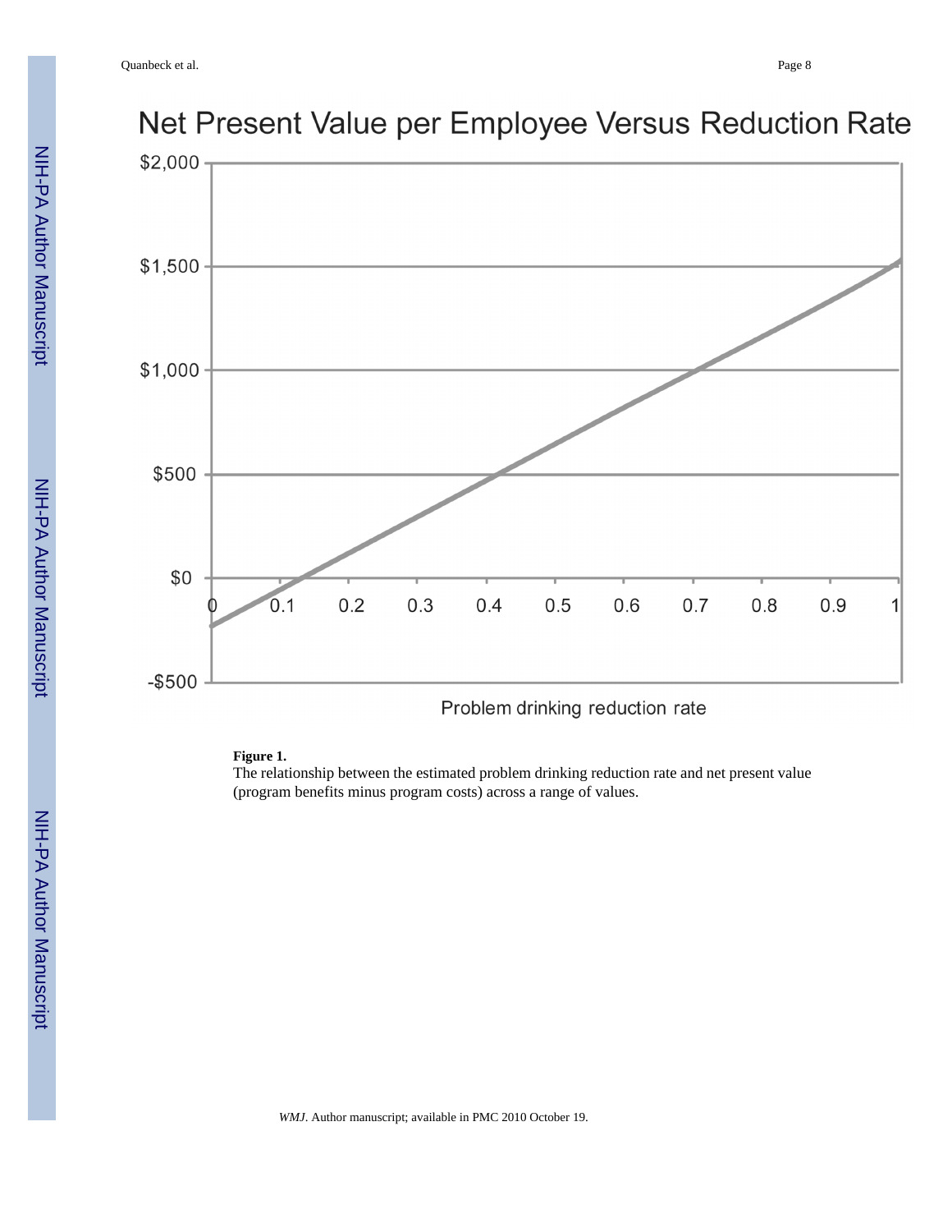**Figure 1.**

The relationship between the estimated problem drinking reduction rate and net present value (program benefits minus program costs) across a range of values.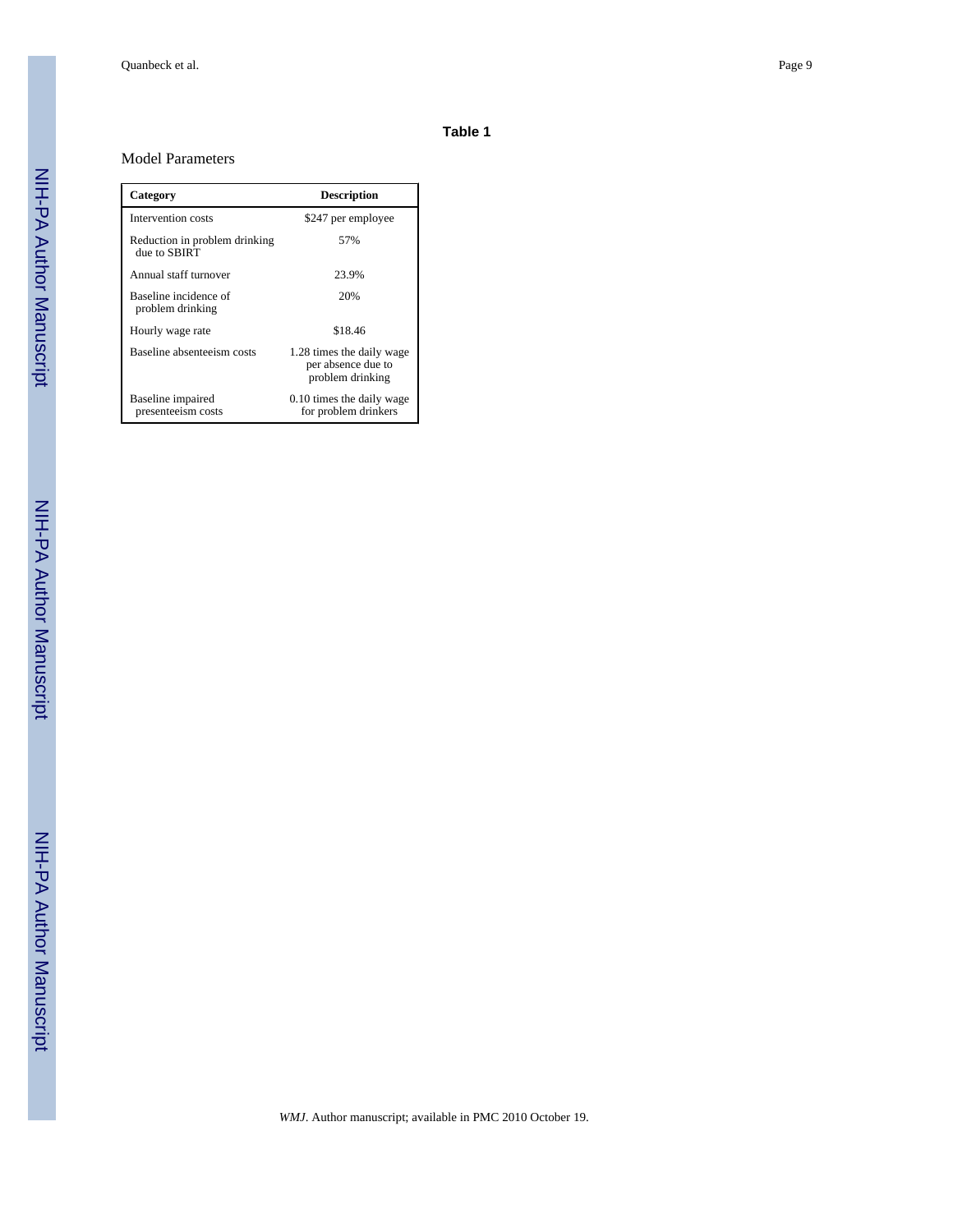## Table 1

Model Parameters

| Category | Description |
| --- | --- |
| Intervention costs | $247 per employee |
| Reduction in problem drinking due to SBIRT | 57% |
| Annual staff turnover | 23.9% |
| Baseline incidence of problem drinking | 20% |
| Hourly wage rate | $18.46 |
| Baseline absenteeism costs | 1.28 times the daily wage per absence due to problem drinking |
| Baseline impaired presenteeism costs | 0.10 times the daily wage for problem drinkers |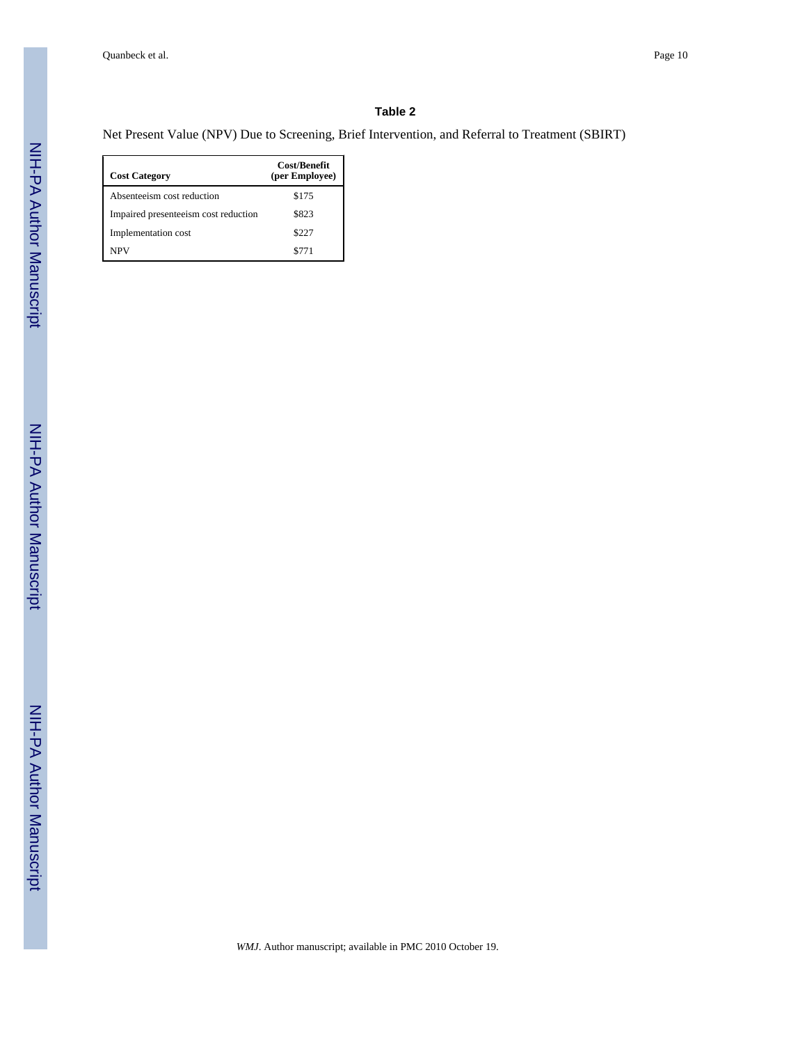**Table 2**

Net Present Value (NPV) Due to Screening, Brief Intervention, and Referral to Treatment (SBIRT)

| Cost Category | Cost/Benefit (per Employee) |
| --- | --- |
| Absenteeism cost reduction | $175 |
| Impaired presenteeism cost reduction | $823 |
| Implementation cost | $227 |
| NPV | $771 |